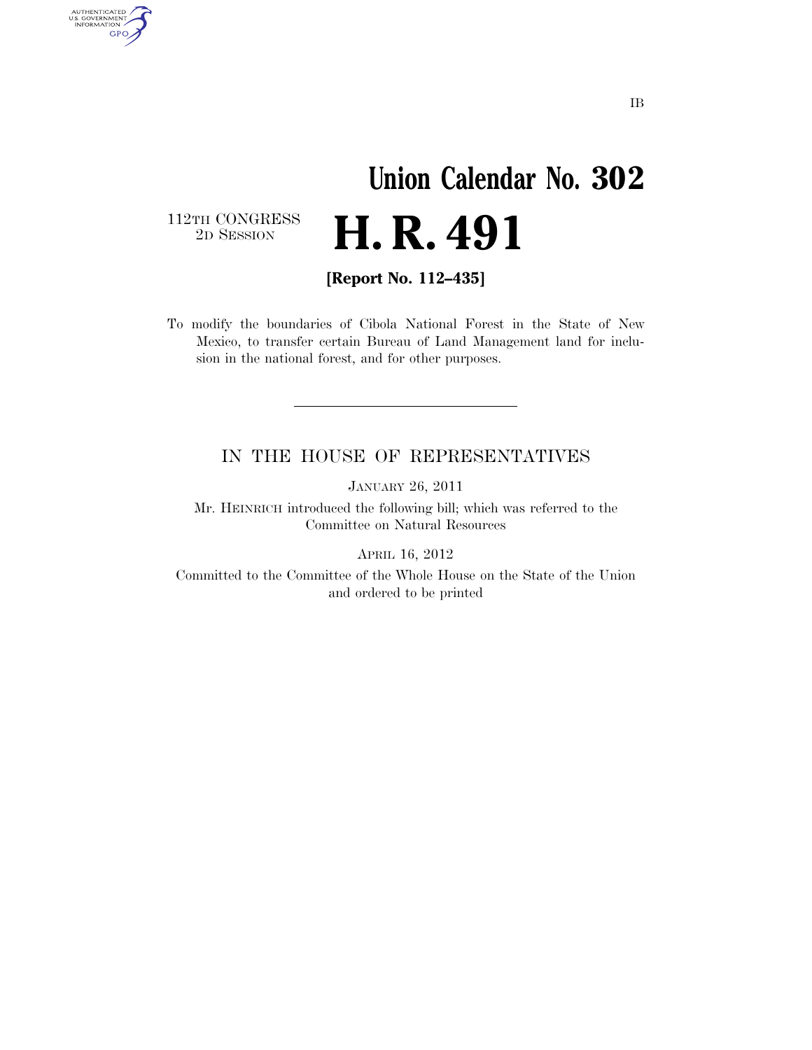IB

# Union Calendar No. 302

112TH CONGRESS
2D SESSION

# H. R. 491

**[Report No. 112–435]**

To modify the boundaries of Cibola National Forest in the State of New Mexico, to transfer certain Bureau of Land Management land for inclusion in the national forest, and for other purposes.

---

## IN THE HOUSE OF REPRESENTATIVES

JANUARY 26, 2011

Mr. HEINRICH introduced the following bill; which was referred to the Committee on Natural Resources

APRIL 16, 2012

Committed to the Committee of the Whole House on the State of the Union and ordered to be printed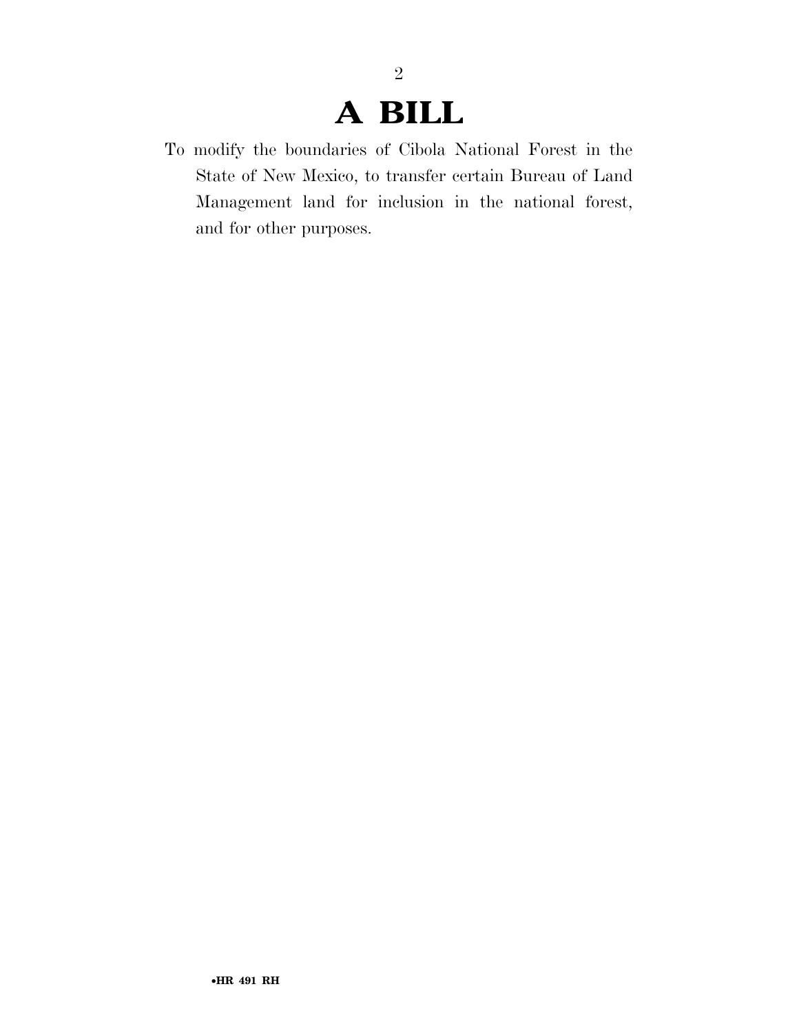# A BILL

To modify the boundaries of Cibola National Forest in the State of New Mexico, to transfer certain Bureau of Land Management land for inclusion in the national forest, and for other purposes.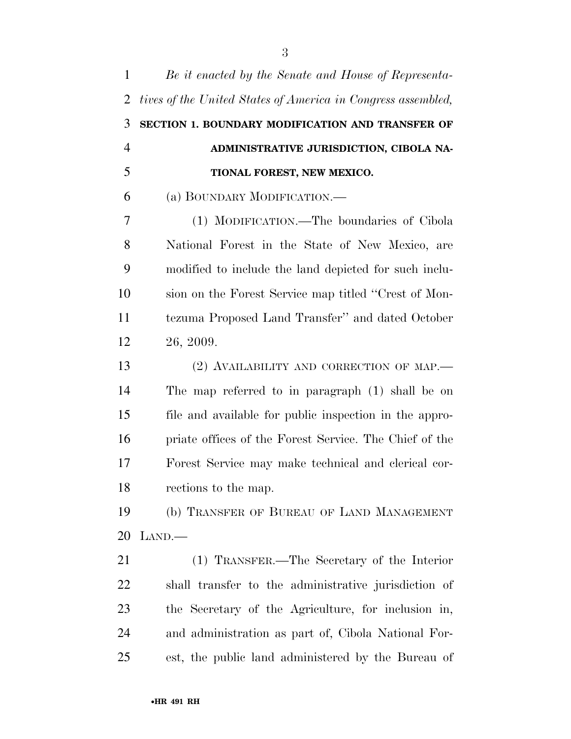*Be it enacted by the Senate and House of Representatives of the United States of America in Congress assembled,*

**SECTION 1. BOUNDARY MODIFICATION AND TRANSFER OF ADMINISTRATIVE JURISDICTION, CIBOLA NATIONAL FOREST, NEW MEXICO.**

(a) BOUNDARY MODIFICATION.—

(1) MODIFICATION.—The boundaries of Cibola National Forest in the State of New Mexico, are modified to include the land depicted for such inclusion on the Forest Service map titled ''Crest of Montezuma Proposed Land Transfer'' and dated October 26, 2009.

(2) AVAILABILITY AND CORRECTION OF MAP.— The map referred to in paragraph (1) shall be on file and available for public inspection in the appropriate offices of the Forest Service. The Chief of the Forest Service may make technical and clerical corrections to the map.

(b) TRANSFER OF BUREAU OF LAND MANAGEMENT LAND.—

(1) TRANSFER.—The Secretary of the Interior shall transfer to the administrative jurisdiction of the Secretary of the Agriculture, for inclusion in, and administration as part of, Cibola National Forest, the public land administered by the Bureau of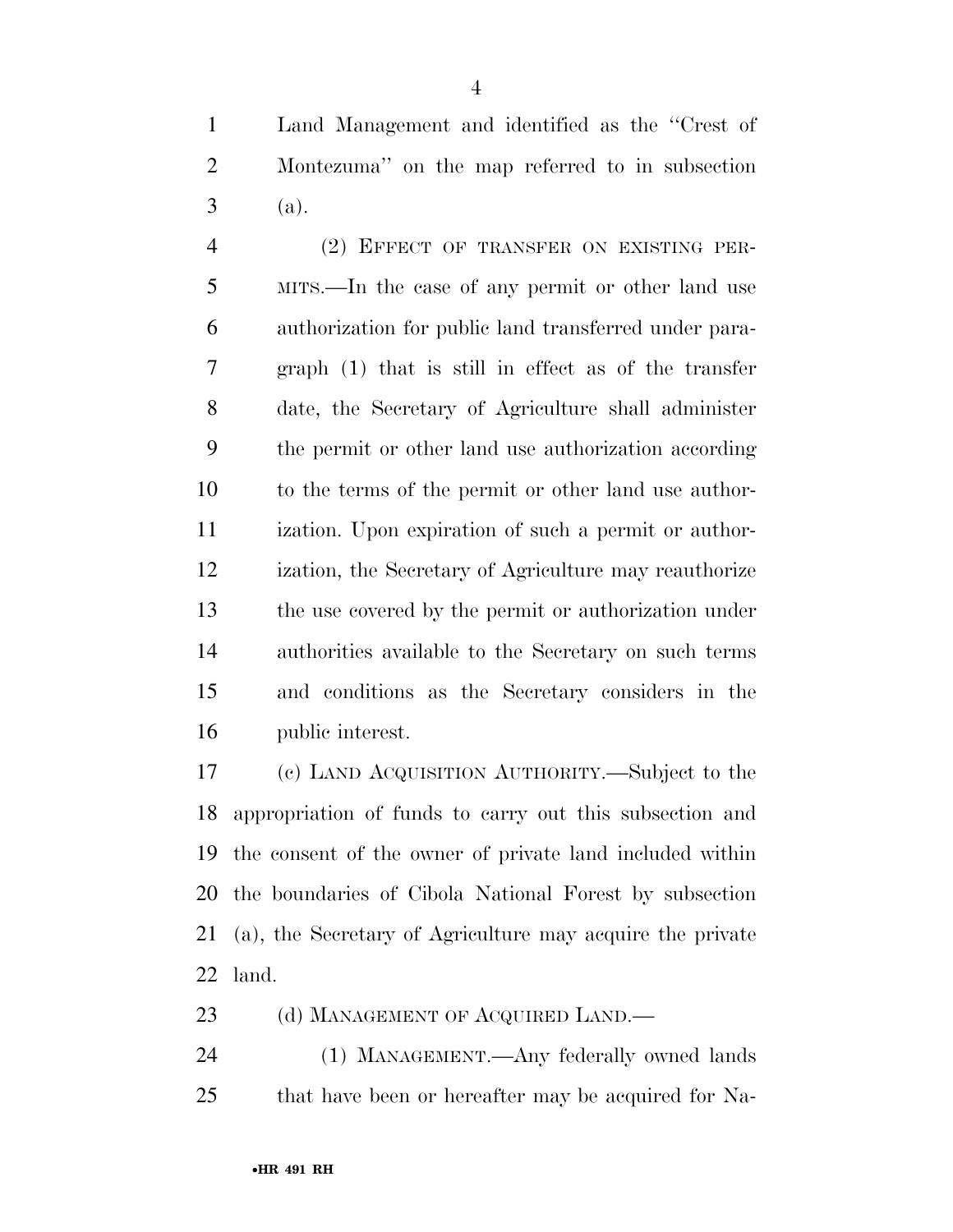Land Management and identified as the "Crest of Montezuma" on the map referred to in subsection (a).

(2) EFFECT OF TRANSFER ON EXISTING PERMITS.—In the case of any permit or other land use authorization for public land transferred under paragraph (1) that is still in effect as of the transfer date, the Secretary of Agriculture shall administer the permit or other land use authorization according to the terms of the permit or other land use authorization. Upon expiration of such a permit or authorization, the Secretary of Agriculture may reauthorize the use covered by the permit or authorization under authorities available to the Secretary on such terms and conditions as the Secretary considers in the public interest.

(c) LAND ACQUISITION AUTHORITY.—Subject to the appropriation of funds to carry out this subsection and the consent of the owner of private land included within the boundaries of Cibola National Forest by subsection (a), the Secretary of Agriculture may acquire the private land.

(d) MANAGEMENT OF ACQUIRED LAND.—

(1) MANAGEMENT.—Any federally owned lands that have been or hereafter may be acquired for Na-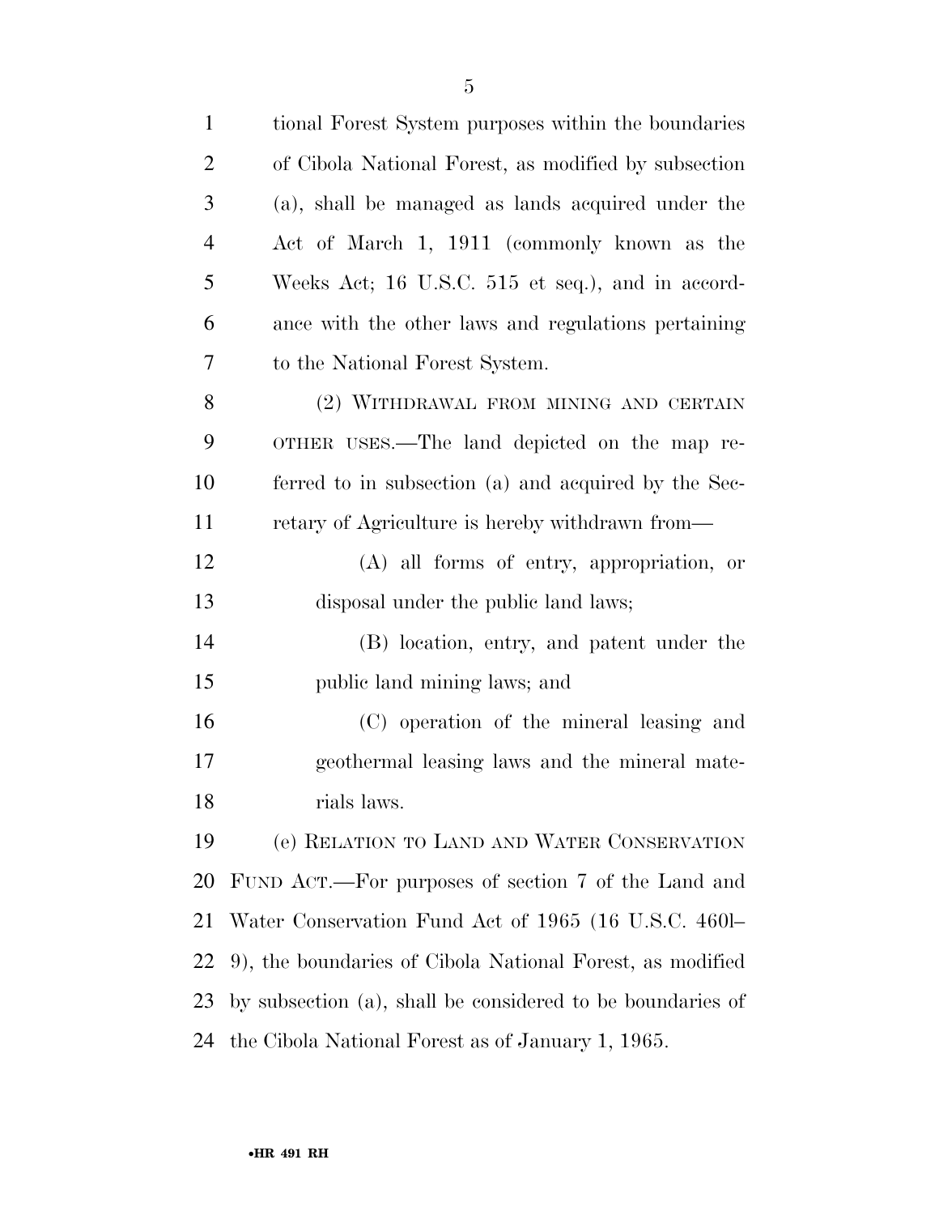tional Forest System purposes within the boundaries of Cibola National Forest, as modified by subsection (a), shall be managed as lands acquired under the Act of March 1, 1911 (commonly known as the Weeks Act; 16 U.S.C. 515 et seq.), and in accordance with the other laws and regulations pertaining to the National Forest System.

(2) WITHDRAWAL FROM MINING AND CERTAIN OTHER USES.—The land depicted on the map referred to in subsection (a) and acquired by the Secretary of Agriculture is hereby withdrawn from—

(A) all forms of entry, appropriation, or disposal under the public land laws;

(B) location, entry, and patent under the public land mining laws; and

(C) operation of the mineral leasing and geothermal leasing laws and the mineral materials laws.

(e) RELATION TO LAND AND WATER CONSERVATION FUND ACT.—For purposes of section 7 of the Land and Water Conservation Fund Act of 1965 (16 U.S.C. 460l–9), the boundaries of Cibola National Forest, as modified by subsection (a), shall be considered to be boundaries of the Cibola National Forest as of January 1, 1965.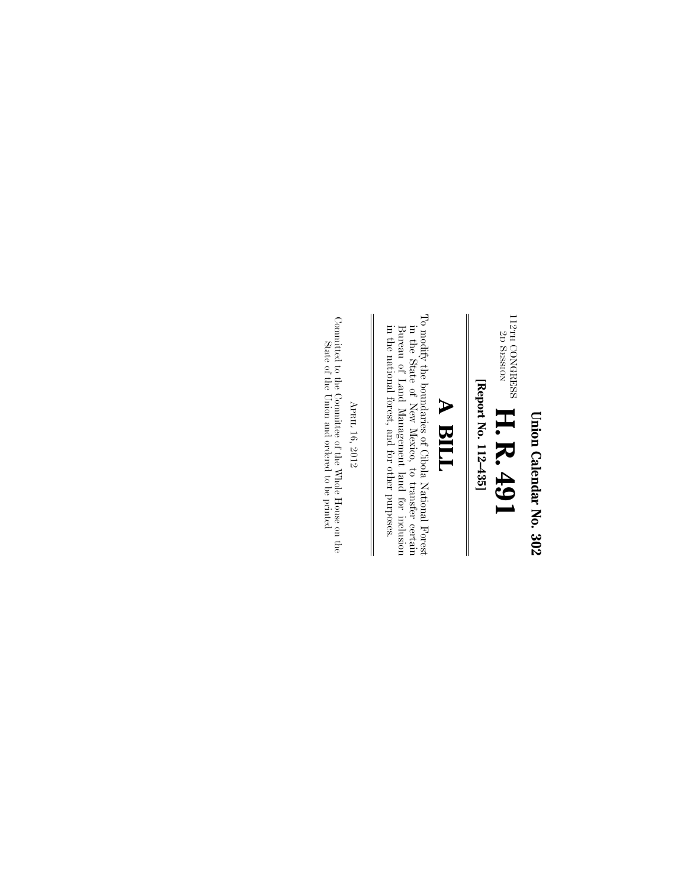**Union Calendar No. 302**

112TH CONGRESS
2D SESSION

# H. R. 491

**[Report No. 112–435]**

# A BILL

To modify the boundaries of Cibola National Forest in the State of New Mexico, to transfer certain Bureau of Land Management land for inclusion in the national forest, and for other purposes.

APRIL 16, 2012

Committed to the Committee of the Whole House on the State of the Union and ordered to be printed